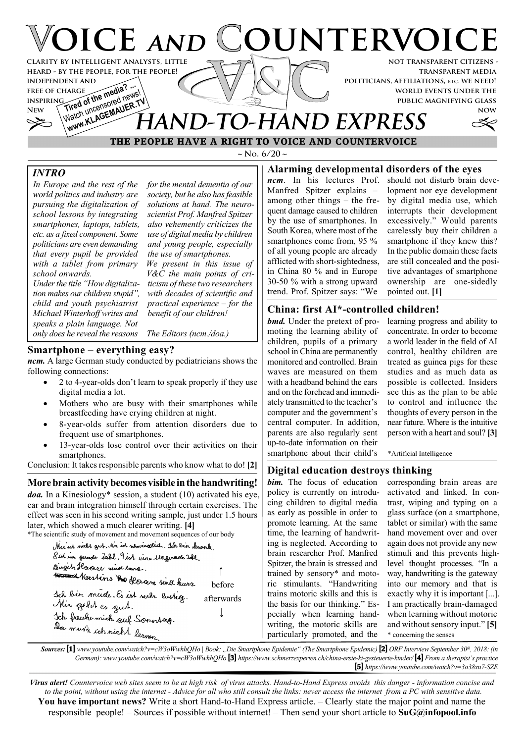# VOICE AND COUNTERVOICE

CLARITY BY INTELLIGENT ANALYSTS, LITTLE HEARD - BY THE PEOPLE, FOR THE PEOPLE! INDEPENDENT AND FREE OF CHARGE INSPIRING NEW

Tired of the media? ... Watch uncensored news! www.KLAGEMAUER.TV

NOT TRANSPARENT CITIZENS - TRANSPARENT MEDIA POLITICIANS, AFFILIATIONS, ETC. WE NEED! WORLD EVENTS UNDER THE PUBLIC MAGNIFYING GLASS NOW

## HAND-TO-HAND EXPRESS

**THE PEOPLE HAVE A RIGHT TO VOICE AND COUNTERVOICE**

~ No. 6/20 ~

### INTRO

*In Europe and the rest of the world politics and industry are pursuing the digitalization of school lessons by integrating smartphones, laptops, tablets, etc. as a fixed component. Some politicians are even demanding that every pupil be provided with a tablet from primary school onwards.*

*Under the title "How digitalization makes our children stupid", child and youth psychiatrist Michael Winterhoff writes and speaks a plain language. Not only does he reveal the reasons for the mental dementia of our society, but he also has feasible solutions at hand. The neuroscientist Prof. Manfred Spitzer also vehemently criticizes the use of digital media by children and young people, especially the use of smartphones.*

*We present in this issue of V&C the main points of criticism of these two researchers with decades of scientific and practical experience – for the benefit of our children!*

*The Editors (ncm./doa.)*

### Smartphone – everything easy?

***ncm.*** A large German study conducted by pediatricians shows the following connections:

- 2 to 4-year-olds don't learn to speak properly if they use digital media a lot.
- Mothers who are busy with their smartphones while breastfeeding have crying children at night.
- 8-year-olds suffer from attention disorders due to frequent use of smartphones.
- 13-year-olds lose control over their activities on their smartphones.

Conclusion: It takes responsible parents who know what to do! **[2]**

### More brain activity becomes visible in the handwriting!

***doa.*** In a Kinesiology* session, a student (10) activated his eye, ear and brain integration himself through certain exercises. The effect was seen in his second writing sample, just under 1.5 hours later, which showed a much clearer writing. **[4]**

*The scientific study of movement and movement sequences of our body

Handwriting sample – before:

Mir ist nicht gut. Mir ist schwindlich. Ich bin krank.
8 ist eine gerade Zahl. 9 ist eine ungerade Zahl.
Birgits Haare sind lang.
Kerstins Haare sind kurz.

Handwriting sample – afterwards:

Ich bin müde. Es ist sehr lustig.
Mir geht es gut.
Ich freue mich auf Sonntag.
Da muss ich nicht lernen.

### Alarming developmental disorders of the eyes

***ncm***. In his lectures Prof. Manfred Spitzer explains – among other things – the frequent damage caused to children by the use of smartphones. In South Korea, where most of the smartphones come from, 95 % of all young people are already afflicted with short-sightedness, in China 80 % and in Europe 30-50 % with a strong upward trend. Prof. Spitzer says: "We should not disturb brain development nor eye development by digital media use, which interrupts their development excessively." Would parents carelessly buy their children a smartphone if they knew this? In the public domain these facts are still concealed and the positive advantages of smartphone ownership are one-sidedly pointed out. **[1]**

### China: first AI*-controlled children!

***bmd.*** Under the pretext of promoting the learning ability of children, pupils of a primary school in China are permanently monitored and controlled. Brain waves are measured on them with a headband behind the ears and on the forehead and immediately transmitted to the teacher's computer and the government's central computer. In addition, parents are also regularly sent up-to-date information on their smartphone about their child's learning progress and ability to concentrate. In order to become a world leader in the field of AI control, healthy children are treated as guinea pigs for these studies and as much data as possible is collected. Insiders see this as the plan to be able to control and influence the thoughts of every person in the near future. Where is the intuitive person with a heart and soul? **[3]**

*Artificial Intelligence

### Digital education destroys thinking

***bim.*** The focus of education policy is currently on introducing children to digital media as early as possible in order to promote learning. At the same time, the learning of handwriting is neglected. According to brain researcher Prof. Manfred Spitzer, the brain is stressed and trained by sensory* and motoric stimulants. "Handwriting trains motoric skills and this is the basis for our thinking." Especially when learning handwriting, the motoric skills are particularly promoted, and the corresponding brain areas are activated and linked. In contrast, wiping and typing on a glass surface (on a smartphone, tablet or similar) with the same hand movement over and over again does not provide any new stimuli and this prevents high-level thought processes. "In a way, handwriting is the gateway into our memory and that is exactly why it is important [...]. I am practically brain-damaged when learning without motoric and without sensory input." **[5]**

\* concerning the senses

***Sources:*** **[1]** *www.youtube.com/watch?v=cW3oWwhhQHo | Book: „Die Smartphone Epidemie" (The Smartphone Epidemic)* **[2]** *ORF Interview September 30th, 2018: (in German): www.youtube.com/watch?v=cW3oWwhhQHo* **[3]** *https://www.schmerzexperten.ch/china-erste-ki-gesteuerte-kinder/* **[4]** *From a therapist's practice* **[5]** *https://www.youtube.com/watch?v=3o38xu7-SZE*

***Virus alert!*** *Countervoice web sites seem to be at high risk of virus attacks. Hand-to-Hand Express avoids this danger - information concise and to the point, without using the internet - Advice for all who still consult the links: never access the internet from a PC with sensitive data.*

**You have important news?** Write a short Hand-to-Hand Express article. – Clearly state the major point and name the responsible people! – Sources if possible without internet! – Then send your short article to **SuG@infopool.info**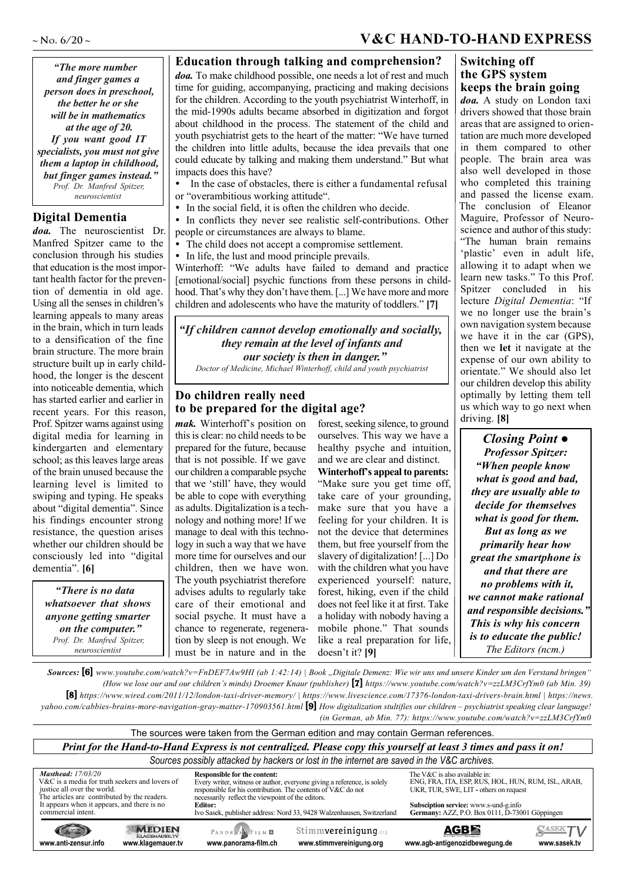*"The more number and finger games a person does in preschool, the better he or she will be in mathematics at the age of 20. If you want good IT specialists, you must not give them a laptop in childhood, but finger games instead."*
*Prof. Dr. Manfred Spitzer, neuroscientist*

## Digital Dementia

***doa.*** The neuroscientist Dr. Manfred Spitzer came to the conclusion through his studies that education is the most important health factor for the prevention of dementia in old age. Using all the senses in children's learning appeals to many areas in the brain, which in turn leads to a densification of the fine brain structure. The more brain structure built up in early childhood, the longer is the descent into noticeable dementia, which has started earlier and earlier in recent years. For this reason, Prof. Spitzer warns against using digital media for learning in kindergarten and elementary school; as this leaves large areas of the brain unused because the learning level is limited to swiping and typing. He speaks about "digital dementia". Since his findings encounter strong resistance, the question arises whether our children should be consciously led into "digital dementia". **[6]**

*"There is no data whatsoever that shows anyone getting smarter on the computer."*
*Prof. Dr. Manfred Spitzer, neuroscientist*

## Education through talking and comprehension?

***doa.*** To make childhood possible, one needs a lot of rest and much time for guiding, accompanying, practicing and making decisions for the children. According to the youth psychiatrist Winterhoff, in the mid-1990s adults became absorbed in digitization and forgot about childhood in the process. The statement of the child and youth psychiatrist gets to the heart of the matter: "We have turned the children into little adults, because the idea prevails that one could educate by talking and making them understand." But what impacts does this have?

- In the case of obstacles, there is either a fundamental refusal or "overambitious working attitude".
- In the social field, it is often the children who decide.
- In conflicts they never see realistic self-contributions. Other people or circumstances are always to blame.
- The child does not accept a compromise settlement.
- In life, the lust and mood principle prevails.

Winterhoff: "We adults have failed to demand and practice [emotional/social] psychic functions from these persons in childhood. That's why they don't have them. [...] We have more and more children and adolescents who have the maturity of toddlers." **[7]**

*"If children cannot develop emotionally and socially, they remain at the level of infants and our society is then in danger."*
*Doctor of Medicine, Michael Winterhoff, child and youth psychiatrist*

## Do children really need to be prepared for the digital age?

***mak.*** Winterhoff's position on this is clear: no child needs to be prepared for the future, because that is not possible. If we gave our children a comparable psyche that we 'still' have, they would be able to cope with everything as adults. Digitalization is a technology and nothing more! If we manage to deal with this technology in such a way that we have more time for ourselves and our children, then we have won. The youth psychiatrist therefore advises adults to regularly take care of their emotional and social psyche. It must have a chance to regenerate, regeneration by sleep is not enough. We must be in nature and in the forest, seeking silence, to ground ourselves. This way we have a healthy psyche and intuition, and we are clear and distinct.

**Winterhoff's appeal to parents:** "Make sure you get time off, take care of your grounding, make sure that you have a feeling for your children. It is not the device that determines them, but free yourself from the slavery of digitalization! [...] Do with the children what you have experienced yourself: nature, forest, hiking, even if the child does not feel like it at first. Take a holiday with nobody having a mobile phone." That sounds like a real preparation for life, doesn't it? **[9]**

## Switching off the GPS system keeps the brain going

***doa.*** A study on London taxi drivers showed that those brain areas that are assigned to orientation are much more developed in them compared to other people. The brain area was also well developed in those who completed this training and passed the license exam. The conclusion of Eleanor Maguire, Professor of Neuroscience and author of this study: "The human brain remains 'plastic' even in adult life, allowing it to adapt when we learn new tasks." To this Prof. Spitzer concluded in his lecture *Digital Dementia*: "If we no longer use the brain's own navigation system because we have it in the car (GPS), then we **let** it navigate at the expense of our own ability to orientate." We should also let our children develop this ability optimally by letting them tell us which way to go next when driving. **[8]**

### *Closing Point ●*

***Professor Spitzer:***
***"When people know what is good and bad, they are usually able to decide for themselves what is good for them. But as long as we primarily hear how great the smartphone is and that there are no problems with it, we cannot make rational and responsible decisions."***
***This is why his concern is to educate the public!***
*The Editors (ncm.)*

***Sources:*** **[6]** *www.youtube.com/watch?v=FnDEF7Aw9HI (ab 1:42:14) | Book „Digitale Demenz: Wie wir uns und unsere Kinder um den Verstand bringen" (How we lose our and our children's minds) Droemer Knaur (publisher)* **[7]** *https://www.youtube.com/watch?v=zzLM3CrfYm0 (ab Min. 39)* **[8]** *https://www.wired.com/2011/12/london-taxi-driver-memory/ | https://www.livescience.com/17376-london-taxi-drivers-brain.html | https://news.yahoo.com/cabbies-brains-more-navigation-gray-matter-170903561.html* **[9]** *How digitalization stultifies our children – psychiatrist speaking clear language! (in German, ab Min. 77): https://www.youtube.com/watch?v=zzLM3CrfYm0*

The sources were taken from the German edition and may contain German references.

***Print for the Hand-to-Hand Express is not centralized. Please copy this yourself at least 3 times and pass it on!***

*Sources possibly attacked by hackers or lost in the internet are saved in the V&C archives.*

*Masthead: 17/03/20*
V&C is a media for truth seekers and lovers of justice all over the world.
The articles are contributed by the readers.
It appears when it appears, and there is no commercial intent.

**Responsible for the content:**
Every writer, witness or author, everyone giving a reference, is solely responsible for his contribution. The contents of V&C do not necessarily reflect the viewpoint of the editors.
**Editor:**
Ivo Sasek, publisher address: Nord 33, 9428 Walzenhausen, Switzerland

The V&C is also available in:
ENG, FRA, ITA, ESP, RUS, HOL, HUN, RUM, ISL, ARAB, UKR, TUR, SWE, LIT - others on request

**Subsciption service:** www.s-und-g.info
**Germany:** AZZ, P.O. Box 0111, D-73001 Göppingen

**www.anti-zensur.info** | **www.klagemauer.tv** | **www.panorama-film.ch** | **www.stimmvereinigung.org** | **www.agb-antigenozidbewegung.de** | **www.sasek.tv**